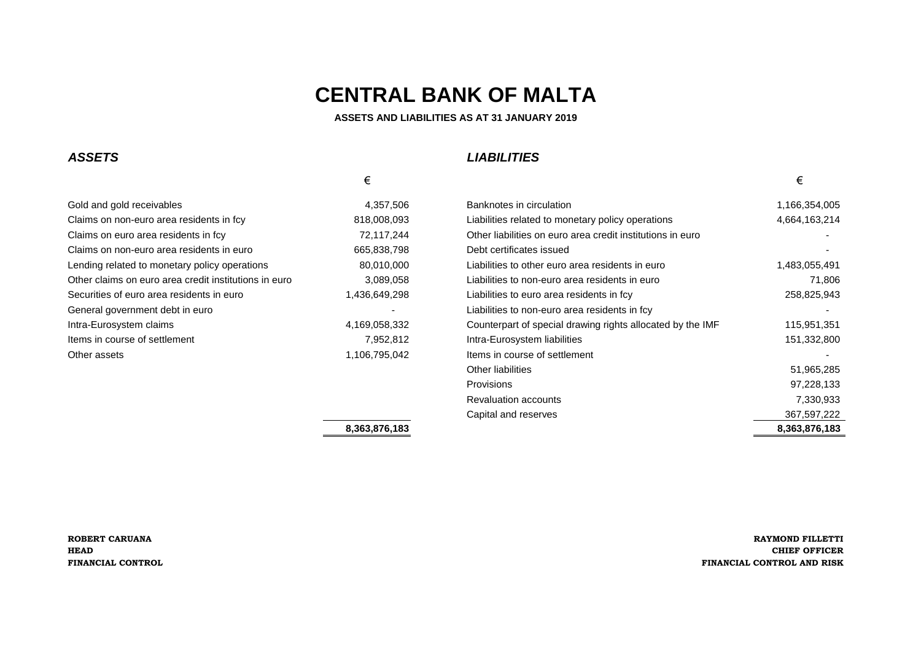# CENTRAL BANK OF MALTA

**ASSETS AND LIABILITIES AS AT 31 JANUARY 2019**

### *ASSETS*

| | € |
|---|---:|
| Gold and gold receivables | 4,357,506 |
| Claims on non-euro area residents in fcy | 818,008,093 |
| Claims on euro area residents in fcy | 72,117,244 |
| Claims on non-euro area residents in euro | 665,838,798 |
| Lending related to monetary policy operations | 80,010,000 |
| Other claims on euro area credit institutions in euro | 3,089,058 |
| Securities of euro area residents in euro | 1,436,649,298 |
| General government debt in euro | - |
| Intra-Eurosystem claims | 4,169,058,332 |
| Items in course of settlement | 7,952,812 |
| Other assets | 1,106,795,042 |
| | **8,363,876,183** |

### *LIABILITIES*

| | € |
|---|---:|
| Banknotes in circulation | 1,166,354,005 |
| Liabilities related to monetary policy operations | 4,664,163,214 |
| Other liabilities on euro area credit institutions in euro | - |
| Debt certificates issued | - |
| Liabilities to other euro area residents in euro | 1,483,055,491 |
| Liabilities to non-euro area residents in euro | 71,806 |
| Liabilities to euro area residents in fcy | 258,825,943 |
| Liabilities to non-euro area residents in fcy | - |
| Counterpart of special drawing rights allocated by the IMF | 115,951,351 |
| Intra-Eurosystem liabilities | 151,332,800 |
| Items in course of settlement | - |
| Other liabilities | 51,965,285 |
| Provisions | 97,228,133 |
| Revaluation accounts | 7,330,933 |
| Capital and reserves | 367,597,222 |
| | **8,363,876,183** |

**ROBERT CARUANA**
**HEAD**
**FINANCIAL CONTROL**

**RAYMOND FILLETTI**
**CHIEF OFFICER**
**FINANCIAL CONTROL AND RISK**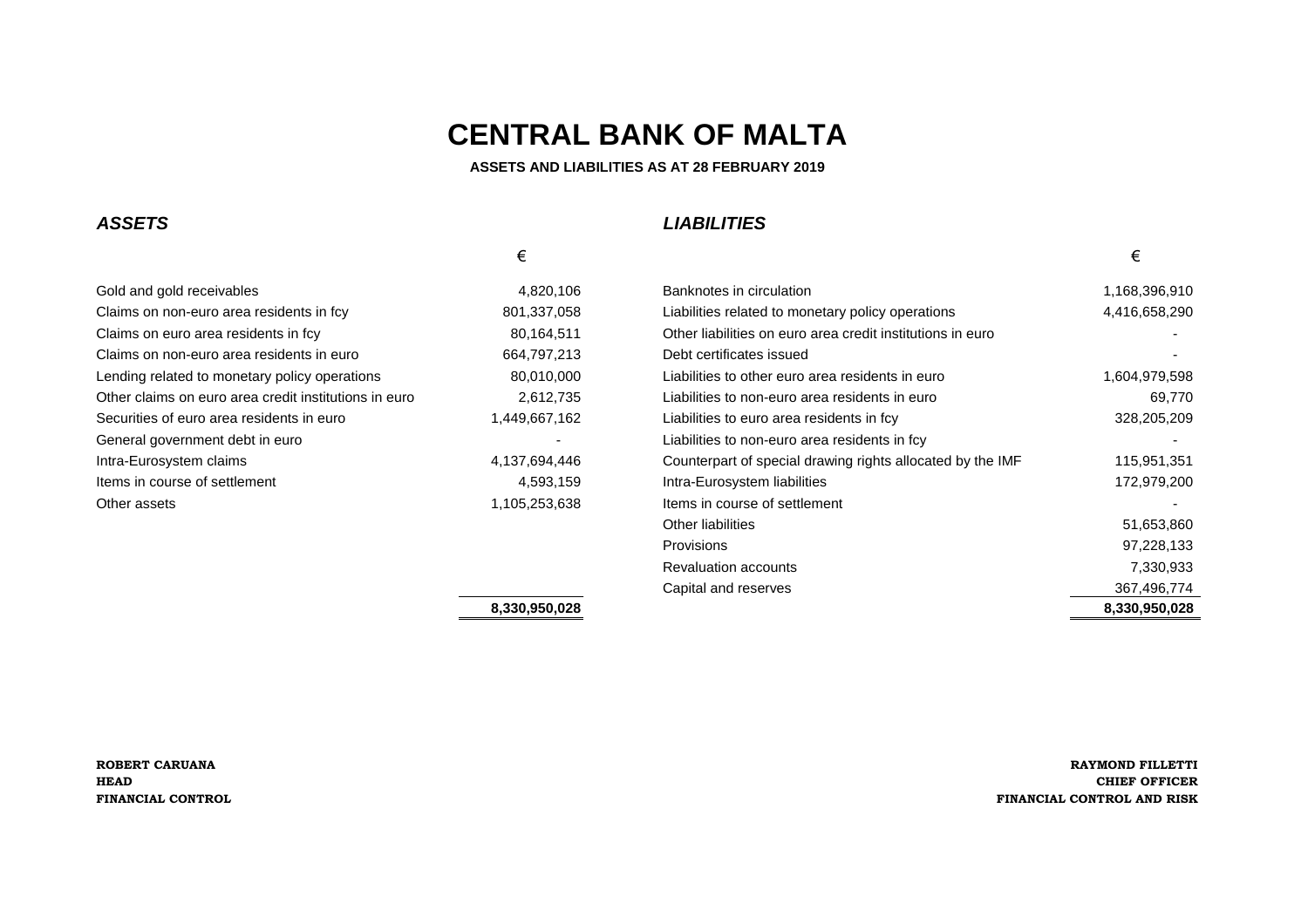# CENTRAL BANK OF MALTA

**ASSETS AND LIABILITIES AS AT 28 FEBRUARY 2019**

### *ASSETS*

| | € |
|---|---:|
| Gold and gold receivables | 4,820,106 |
| Claims on non-euro area residents in fcy | 801,337,058 |
| Claims on euro area residents in fcy | 80,164,511 |
| Claims on non-euro area residents in euro | 664,797,213 |
| Lending related to monetary policy operations | 80,010,000 |
| Other claims on euro area credit institutions in euro | 2,612,735 |
| Securities of euro area residents in euro | 1,449,667,162 |
| General government debt in euro | - |
| Intra-Eurosystem claims | 4,137,694,446 |
| Items in course of settlement | 4,593,159 |
| Other assets | 1,105,253,638 |
| | **8,330,950,028** |

### *LIABILITIES*

| | € |
|---|---:|
| Banknotes in circulation | 1,168,396,910 |
| Liabilities related to monetary policy operations | 4,416,658,290 |
| Other liabilities on euro area credit institutions in euro | - |
| Debt certificates issued | - |
| Liabilities to other euro area residents in euro | 1,604,979,598 |
| Liabilities to non-euro area residents in euro | 69,770 |
| Liabilities to euro area residents in fcy | 328,205,209 |
| Liabilities to non-euro area residents in fcy | - |
| Counterpart of special drawing rights allocated by the IMF | 115,951,351 |
| Intra-Eurosystem liabilities | 172,979,200 |
| Items in course of settlement | - |
| Other liabilities | 51,653,860 |
| Provisions | 97,228,133 |
| Revaluation accounts | 7,330,933 |
| Capital and reserves | 367,496,774 |
| | **8,330,950,028** |

**ROBERT CARUANA**
**HEAD**
**FINANCIAL CONTROL**

**RAYMOND FILLETTI**
**CHIEF OFFICER**
**FINANCIAL CONTROL AND RISK**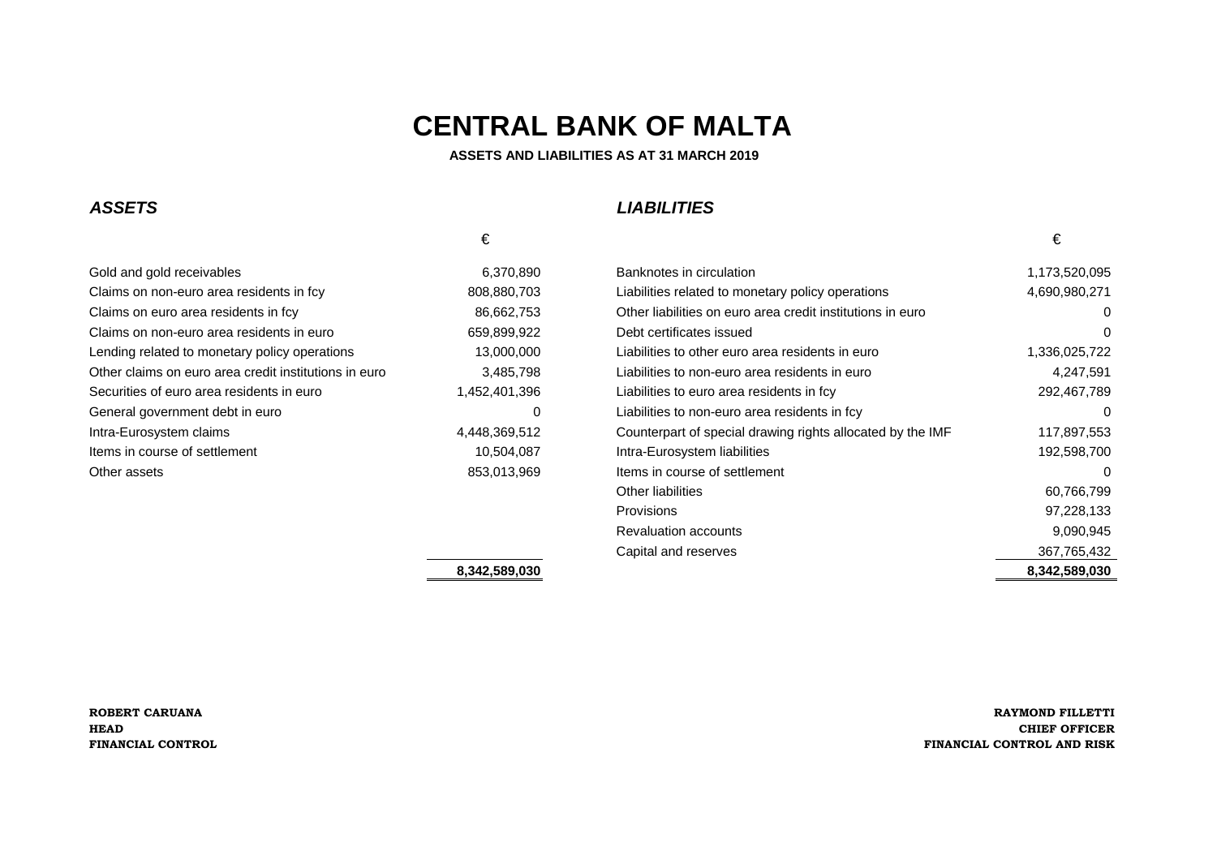# CENTRAL BANK OF MALTA

**ASSETS AND LIABILITIES AS AT 31 MARCH 2019**

### *ASSETS*

| | € |
|---|---:|
| Gold and gold receivables | 6,370,890 |
| Claims on non-euro area residents in fcy | 808,880,703 |
| Claims on euro area residents in fcy | 86,662,753 |
| Claims on non-euro area residents in euro | 659,899,922 |
| Lending related to monetary policy operations | 13,000,000 |
| Other claims on euro area credit institutions in euro | 3,485,798 |
| Securities of euro area residents in euro | 1,452,401,396 |
| General government debt in euro | 0 |
| Intra-Eurosystem claims | 4,448,369,512 |
| Items in course of settlement | 10,504,087 |
| Other assets | 853,013,969 |
| | **8,342,589,030** |

### *LIABILITIES*

| | € |
|---|---:|
| Banknotes in circulation | 1,173,520,095 |
| Liabilities related to monetary policy operations | 4,690,980,271 |
| Other liabilities on euro area credit institutions in euro | 0 |
| Debt certificates issued | 0 |
| Liabilities to other euro area residents in euro | 1,336,025,722 |
| Liabilities to non-euro area residents in euro | 4,247,591 |
| Liabilities to euro area residents in fcy | 292,467,789 |
| Liabilities to non-euro area residents in fcy | 0 |
| Counterpart of special drawing rights allocated by the IMF | 117,897,553 |
| Intra-Eurosystem liabilities | 192,598,700 |
| Items in course of settlement | 0 |
| Other liabilities | 60,766,799 |
| Provisions | 97,228,133 |
| Revaluation accounts | 9,090,945 |
| Capital and reserves | 367,765,432 |
| | **8,342,589,030** |

**ROBERT CARUANA**
**HEAD**
**FINANCIAL CONTROL**

**RAYMOND FILLETTI**
**CHIEF OFFICER**
**FINANCIAL CONTROL AND RISK**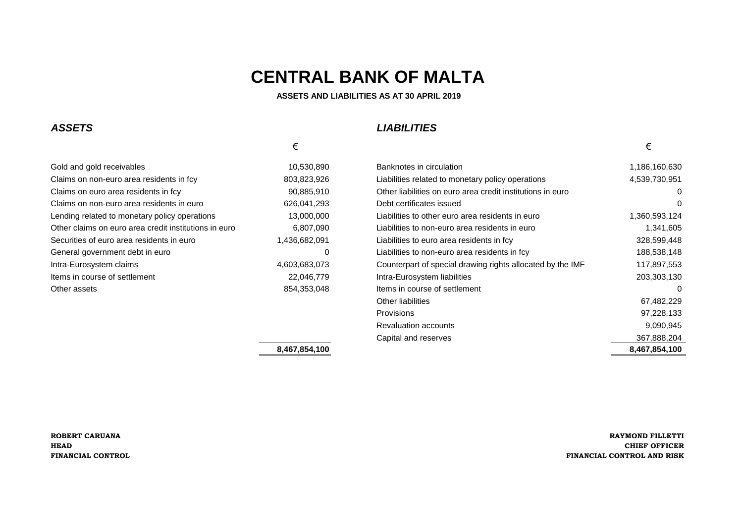# CENTRAL BANK OF MALTA

**ASSETS AND LIABILITIES AS AT 30 APRIL 2019**

## *ASSETS*

| | € |
|---|---:|
| Gold and gold receivables | 10,530,890 |
| Claims on non-euro area residents in fcy | 803,823,926 |
| Claims on euro area residents in fcy | 90,885,910 |
| Claims on non-euro area residents in euro | 626,041,293 |
| Lending related to monetary policy operations | 13,000,000 |
| Other claims on euro area credit institutions in euro | 6,807,090 |
| Securities of euro area residents in euro | 1,436,682,091 |
| General government debt in euro | 0 |
| Intra-Eurosystem claims | 4,603,683,073 |
| Items in course of settlement | 22,046,779 |
| Other assets | 854,353,048 |
| | **8,467,854,100** |

## *LIABILITIES*

| | € |
|---|---:|
| Banknotes in circulation | 1,186,160,630 |
| Liabilities related to monetary policy operations | 4,539,730,951 |
| Other liabilities on euro area credit institutions in euro | 0 |
| Debt certificates issued | 0 |
| Liabilities to other euro area residents in euro | 1,360,593,124 |
| Liabilities to non-euro area residents in euro | 1,341,605 |
| Liabilities to euro area residents in fcy | 328,599,448 |
| Liabilities to non-euro area residents in fcy | 188,538,148 |
| Counterpart of special drawing rights allocated by the IMF | 117,897,553 |
| Intra-Eurosystem liabilities | 203,303,130 |
| Items in course of settlement | 0 |
| Other liabilities | 67,482,229 |
| Provisions | 97,228,133 |
| Revaluation accounts | 9,090,945 |
| Capital and reserves | 367,888,204 |
| | **8,467,854,100** |

**ROBERT CARUANA**
**HEAD**
**FINANCIAL CONTROL**

**RAYMOND FILLETTI**
**CHIEF OFFICER**
**FINANCIAL CONTROL AND RISK**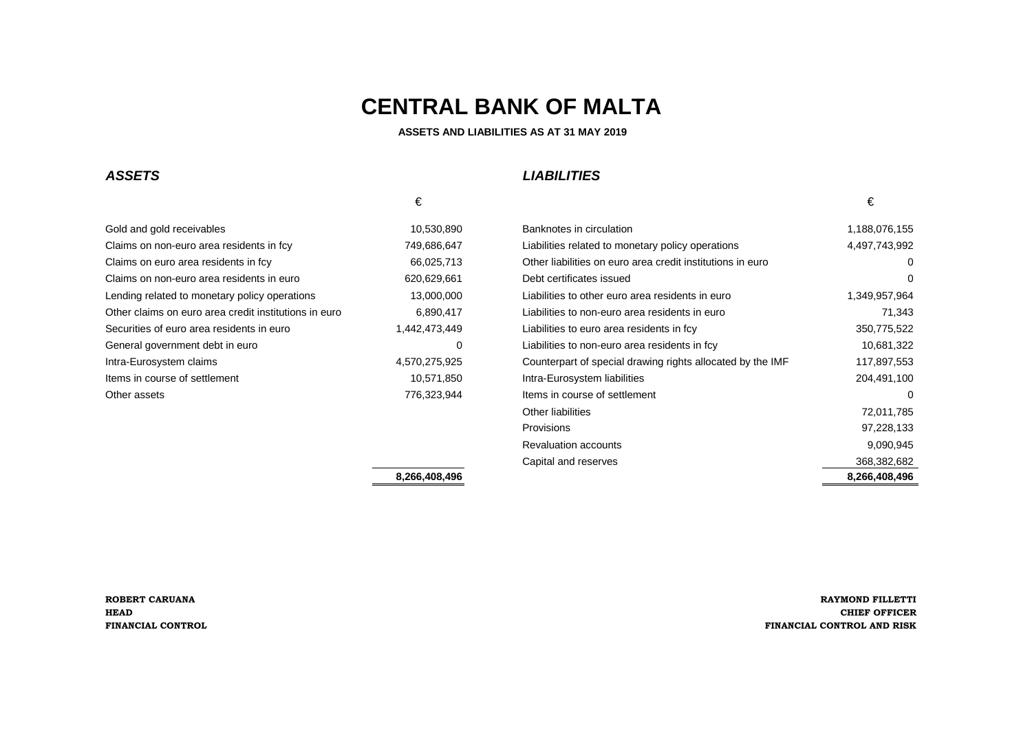# CENTRAL BANK OF MALTA

**ASSETS AND LIABILITIES AS AT 31 MAY 2019**

### *ASSETS*

| | € |
|---|---:|
| Gold and gold receivables | 10,530,890 |
| Claims on non-euro area residents in fcy | 749,686,647 |
| Claims on euro area residents in fcy | 66,025,713 |
| Claims on non-euro area residents in euro | 620,629,661 |
| Lending related to monetary policy operations | 13,000,000 |
| Other claims on euro area credit institutions in euro | 6,890,417 |
| Securities of euro area residents in euro | 1,442,473,449 |
| General government debt in euro | 0 |
| Intra-Eurosystem claims | 4,570,275,925 |
| Items in course of settlement | 10,571,850 |
| Other assets | 776,323,944 |
| | **8,266,408,496** |

### *LIABILITIES*

| | € |
|---|---:|
| Banknotes in circulation | 1,188,076,155 |
| Liabilities related to monetary policy operations | 4,497,743,992 |
| Other liabilities on euro area credit institutions in euro | 0 |
| Debt certificates issued | 0 |
| Liabilities to other euro area residents in euro | 1,349,957,964 |
| Liabilities to non-euro area residents in euro | 71,343 |
| Liabilities to euro area residents in fcy | 350,775,522 |
| Liabilities to non-euro area residents in fcy | 10,681,322 |
| Counterpart of special drawing rights allocated by the IMF | 117,897,553 |
| Intra-Eurosystem liabilities | 204,491,100 |
| Items in course of settlement | 0 |
| Other liabilities | 72,011,785 |
| Provisions | 97,228,133 |
| Revaluation accounts | 9,090,945 |
| Capital and reserves | 368,382,682 |
| | **8,266,408,496** |

**ROBERT CARUANA**
**HEAD**
**FINANCIAL CONTROL**

**RAYMOND FILLETTI**
**CHIEF OFFICER**
**FINANCIAL CONTROL AND RISK**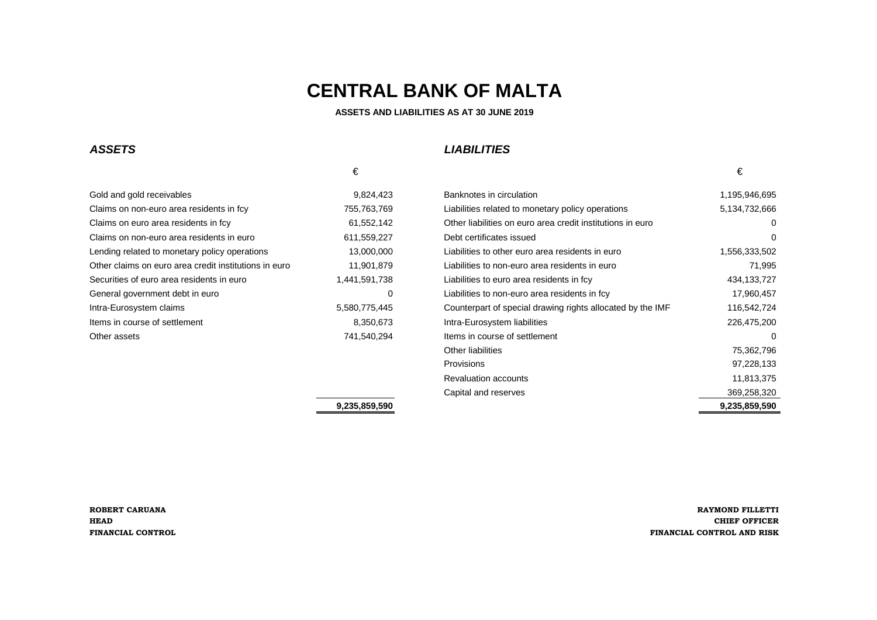# CENTRAL BANK OF MALTA

**ASSETS AND LIABILITIES AS AT 30 JUNE 2019**

## *ASSETS*

| | € |
|---|---:|
| Gold and gold receivables | 9,824,423 |
| Claims on non-euro area residents in fcy | 755,763,769 |
| Claims on euro area residents in fcy | 61,552,142 |
| Claims on non-euro area residents in euro | 611,559,227 |
| Lending related to monetary policy operations | 13,000,000 |
| Other claims on euro area credit institutions in euro | 11,901,879 |
| Securities of euro area residents in euro | 1,441,591,738 |
| General government debt in euro | 0 |
| Intra-Eurosystem claims | 5,580,775,445 |
| Items in course of settlement | 8,350,673 |
| Other assets | 741,540,294 |
| | **9,235,859,590** |

## *LIABILITIES*

| | € |
|---|---:|
| Banknotes in circulation | 1,195,946,695 |
| Liabilities related to monetary policy operations | 5,134,732,666 |
| Other liabilities on euro area credit institutions in euro | 0 |
| Debt certificates issued | 0 |
| Liabilities to other euro area residents in euro | 1,556,333,502 |
| Liabilities to non-euro area residents in euro | 71,995 |
| Liabilities to euro area residents in fcy | 434,133,727 |
| Liabilities to non-euro area residents in fcy | 17,960,457 |
| Counterpart of special drawing rights allocated by the IMF | 116,542,724 |
| Intra-Eurosystem liabilities | 226,475,200 |
| Items in course of settlement | 0 |
| Other liabilities | 75,362,796 |
| Provisions | 97,228,133 |
| Revaluation accounts | 11,813,375 |
| Capital and reserves | 369,258,320 |
| | **9,235,859,590** |

**ROBERT CARUANA**
**HEAD**
**FINANCIAL CONTROL**

**RAYMOND FILLETTI**
**CHIEF OFFICER**
**FINANCIAL CONTROL AND RISK**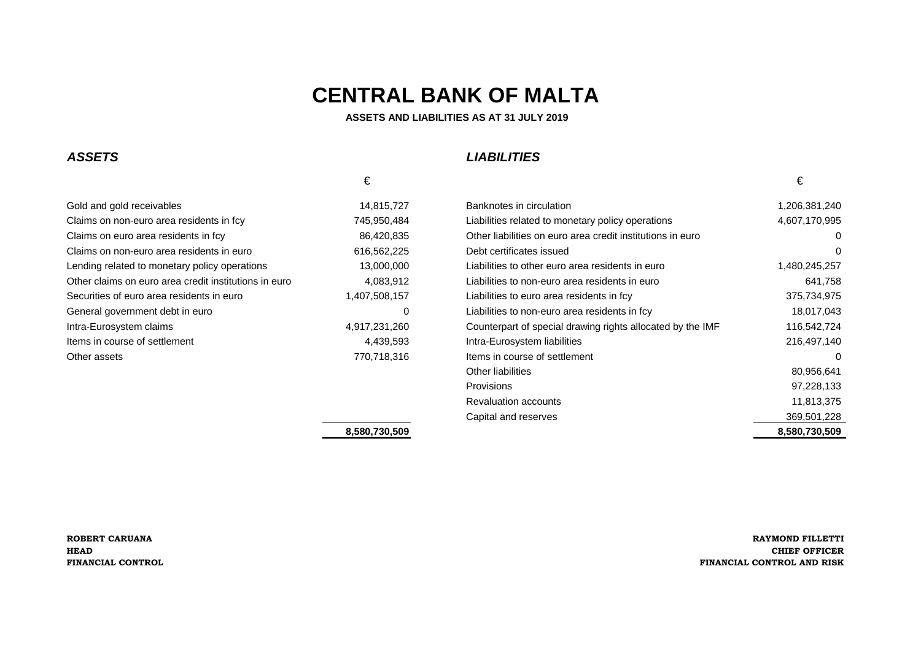# CENTRAL BANK OF MALTA

**ASSETS AND LIABILITIES AS AT 31 JULY 2019**

| *ASSETS* | € | *LIABILITIES* | € |
|---|---|---|---|
| Gold and gold receivables | 14,815,727 | Banknotes in circulation | 1,206,381,240 |
| Claims on non-euro area residents in fcy | 745,950,484 | Liabilities related to monetary policy operations | 4,607,170,995 |
| Claims on euro area residents in fcy | 86,420,835 | Other liabilities on euro area credit institutions in euro | 0 |
| Claims on non-euro area residents in euro | 616,562,225 | Debt certificates issued | 0 |
| Lending related to monetary policy operations | 13,000,000 | Liabilities to other euro area residents in euro | 1,480,245,257 |
| Other claims on euro area credit institutions in euro | 4,083,912 | Liabilities to non-euro area residents in euro | 641,758 |
| Securities of euro area residents in euro | 1,407,508,157 | Liabilities to euro area residents in fcy | 375,734,975 |
| General government debt in euro | 0 | Liabilities to non-euro area residents in fcy | 18,017,043 |
| Intra-Eurosystem claims | 4,917,231,260 | Counterpart of special drawing rights allocated by the IMF | 116,542,724 |
| Items in course of settlement | 4,439,593 | Intra-Eurosystem liabilities | 216,497,140 |
| Other assets | 770,718,316 | Items in course of settlement | 0 |
| | | Other liabilities | 80,956,641 |
| | | Provisions | 97,228,133 |
| | | Revaluation accounts | 11,813,375 |
| | | Capital and reserves | 369,501,228 |
| | **8,580,730,509** | | **8,580,730,509** |

**ROBERT CARUANA**
**HEAD**
**FINANCIAL CONTROL**

**RAYMOND FILLETTI**
**CHIEF OFFICER**
**FINANCIAL CONTROL AND RISK**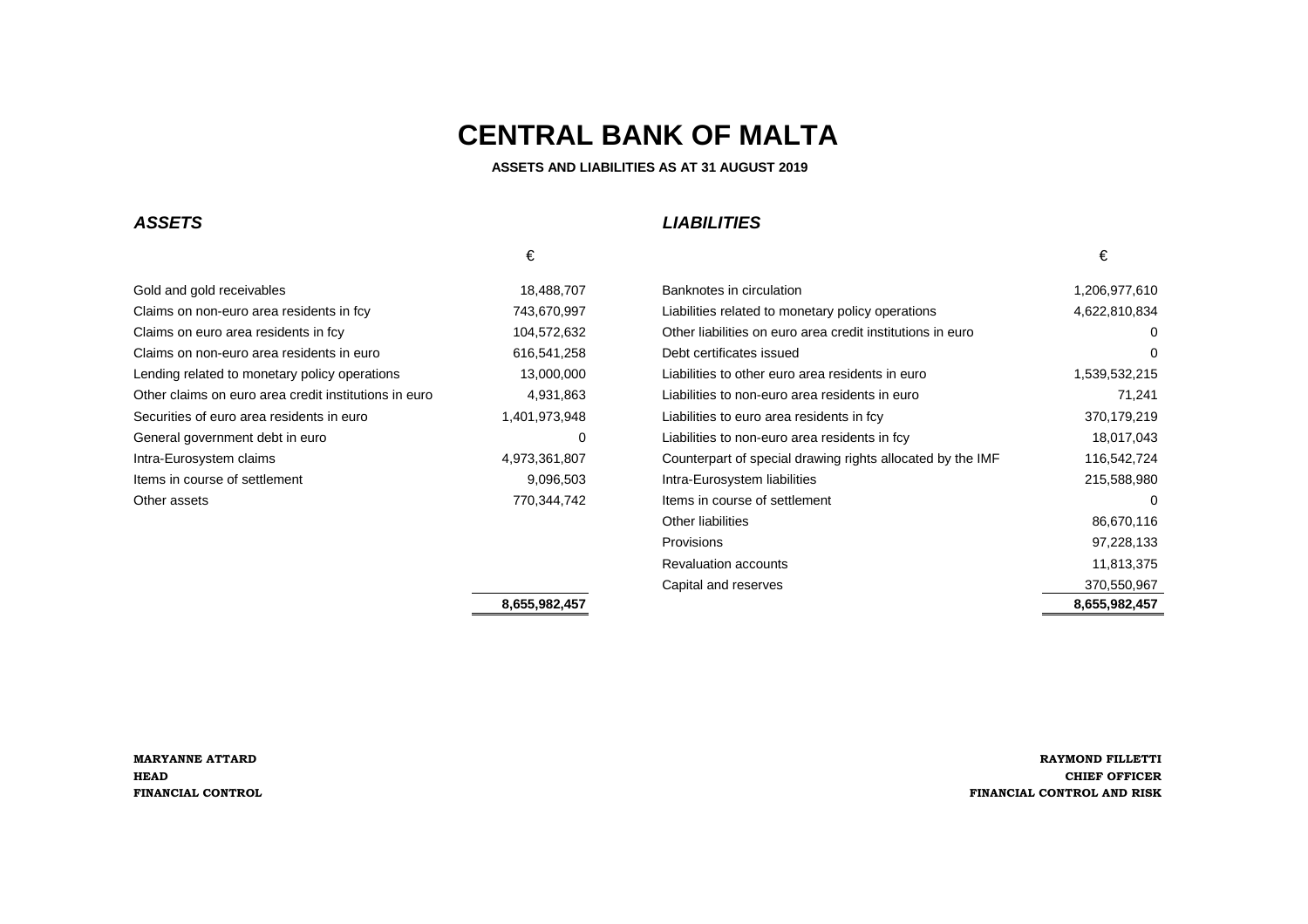# CENTRAL BANK OF MALTA

**ASSETS AND LIABILITIES AS AT 31 AUGUST 2019**

### *ASSETS*

| | € |
|---|---|
| Gold and gold receivables | 18,488,707 |
| Claims on non-euro area residents in fcy | 743,670,997 |
| Claims on euro area residents in fcy | 104,572,632 |
| Claims on non-euro area residents in euro | 616,541,258 |
| Lending related to monetary policy operations | 13,000,000 |
| Other claims on euro area credit institutions in euro | 4,931,863 |
| Securities of euro area residents in euro | 1,401,973,948 |
| General government debt in euro | 0 |
| Intra-Eurosystem claims | 4,973,361,807 |
| Items in course of settlement | 9,096,503 |
| Other assets | 770,344,742 |
| | **8,655,982,457** |

### *LIABILITIES*

| | € |
|---|---|
| Banknotes in circulation | 1,206,977,610 |
| Liabilities related to monetary policy operations | 4,622,810,834 |
| Other liabilities on euro area credit institutions in euro | 0 |
| Debt certificates issued | 0 |
| Liabilities to other euro area residents in euro | 1,539,532,215 |
| Liabilities to non-euro area residents in euro | 71,241 |
| Liabilities to euro area residents in fcy | 370,179,219 |
| Liabilities to non-euro area residents in fcy | 18,017,043 |
| Counterpart of special drawing rights allocated by the IMF | 116,542,724 |
| Intra-Eurosystem liabilities | 215,588,980 |
| Items in course of settlement | 0 |
| Other liabilities | 86,670,116 |
| Provisions | 97,228,133 |
| Revaluation accounts | 11,813,375 |
| Capital and reserves | 370,550,967 |
| | **8,655,982,457** |

**MARYANNE ATTARD**
**HEAD**
**FINANCIAL CONTROL**

**RAYMOND FILLETTI**
**CHIEF OFFICER**
**FINANCIAL CONTROL AND RISK**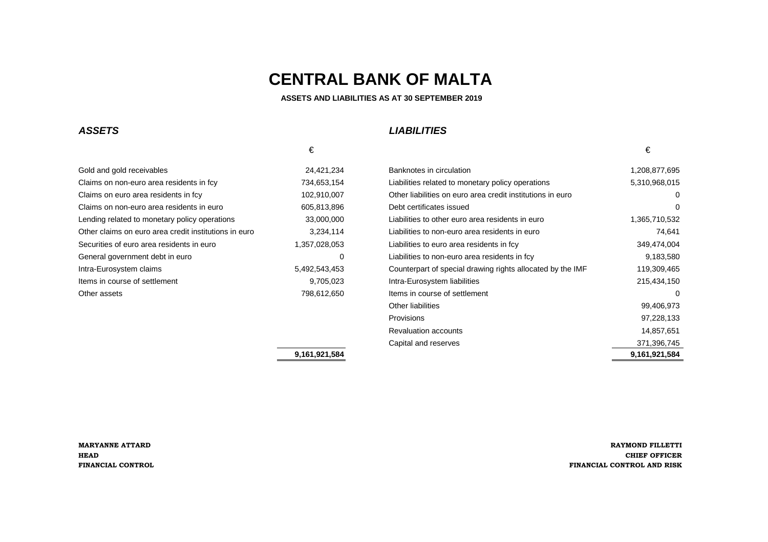# CENTRAL BANK OF MALTA

**ASSETS AND LIABILITIES AS AT 30 SEPTEMBER 2019**

| ***ASSETS*** | € | ***LIABILITIES*** | € |
|---|---|---|---|
| Gold and gold receivables | 24,421,234 | Banknotes in circulation | 1,208,877,695 |
| Claims on non-euro area residents in fcy | 734,653,154 | Liabilities related to monetary policy operations | 5,310,968,015 |
| Claims on euro area residents in fcy | 102,910,007 | Other liabilities on euro area credit institutions in euro | 0 |
| Claims on non-euro area residents in euro | 605,813,896 | Debt certificates issued | 0 |
| Lending related to monetary policy operations | 33,000,000 | Liabilities to other euro area residents in euro | 1,365,710,532 |
| Other claims on euro area credit institutions in euro | 3,234,114 | Liabilities to non-euro area residents in euro | 74,641 |
| Securities of euro area residents in euro | 1,357,028,053 | Liabilities to euro area residents in fcy | 349,474,004 |
| General government debt in euro | 0 | Liabilities to non-euro area residents in fcy | 9,183,580 |
| Intra-Eurosystem claims | 5,492,543,453 | Counterpart of special drawing rights allocated by the IMF | 119,309,465 |
| Items in course of settlement | 9,705,023 | Intra-Eurosystem liabilities | 215,434,150 |
| Other assets | 798,612,650 | Items in course of settlement | 0 |
| | | Other liabilities | 99,406,973 |
| | | Provisions | 97,228,133 |
| | | Revaluation accounts | 14,857,651 |
| | | Capital and reserves | 371,396,745 |
| | **9,161,921,584** | | **9,161,921,584** |

**MARYANNE ATTARD**
**HEAD**
**FINANCIAL CONTROL**

**RAYMOND FILLETTI**
**CHIEF OFFICER**
**FINANCIAL CONTROL AND RISK**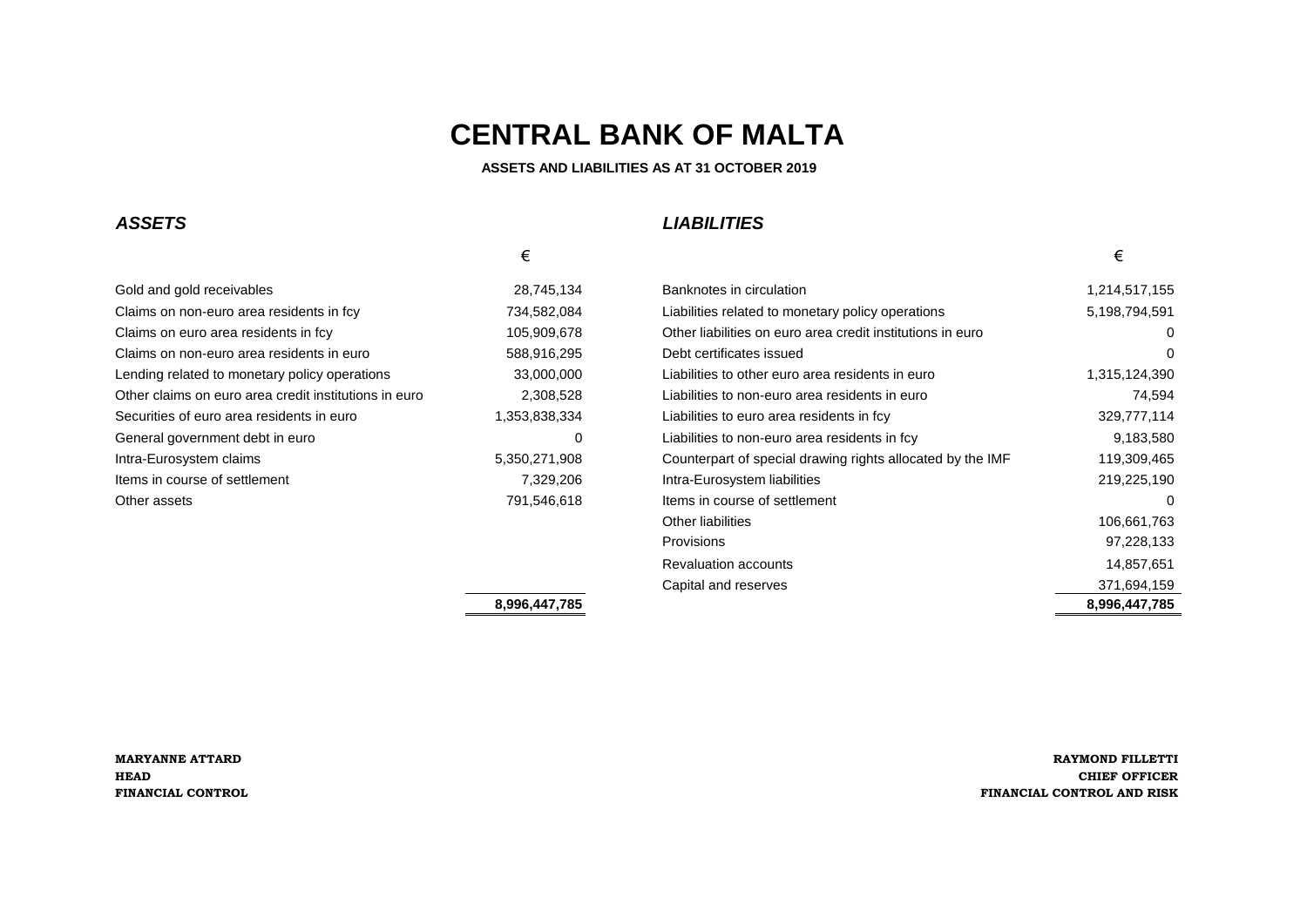# CENTRAL BANK OF MALTA

**ASSETS AND LIABILITIES AS AT 31 OCTOBER 2019**

| ***ASSETS*** | € | ***LIABILITIES*** | € |
|---|---|---|---|
| Gold and gold receivables | 28,745,134 | Banknotes in circulation | 1,214,517,155 |
| Claims on non-euro area residents in fcy | 734,582,084 | Liabilities related to monetary policy operations | 5,198,794,591 |
| Claims on euro area residents in fcy | 105,909,678 | Other liabilities on euro area credit institutions in euro | 0 |
| Claims on non-euro area residents in euro | 588,916,295 | Debt certificates issued | 0 |
| Lending related to monetary policy operations | 33,000,000 | Liabilities to other euro area residents in euro | 1,315,124,390 |
| Other claims on euro area credit institutions in euro | 2,308,528 | Liabilities to non-euro area residents in euro | 74,594 |
| Securities of euro area residents in euro | 1,353,838,334 | Liabilities to euro area residents in fcy | 329,777,114 |
| General government debt in euro | 0 | Liabilities to non-euro area residents in fcy | 9,183,580 |
| Intra-Eurosystem claims | 5,350,271,908 | Counterpart of special drawing rights allocated by the IMF | 119,309,465 |
| Items in course of settlement | 7,329,206 | Intra-Eurosystem liabilities | 219,225,190 |
| Other assets | 791,546,618 | Items in course of settlement | 0 |
| | | Other liabilities | 106,661,763 |
| | | Provisions | 97,228,133 |
| | | Revaluation accounts | 14,857,651 |
| | | Capital and reserves | 371,694,159 |
| | **8,996,447,785** | | **8,996,447,785** |

**MARYANNE ATTARD**
**HEAD**
**FINANCIAL CONTROL**

**RAYMOND FILLETTI**
**CHIEF OFFICER**
**FINANCIAL CONTROL AND RISK**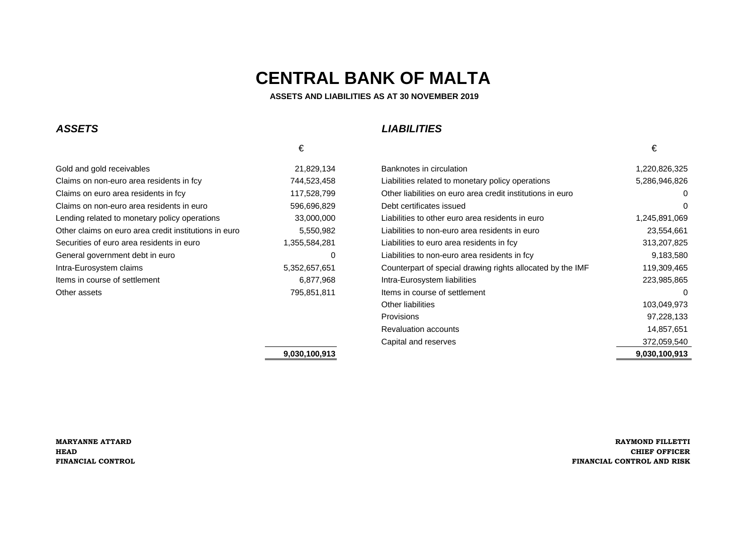# CENTRAL BANK OF MALTA

**ASSETS AND LIABILITIES AS AT 30 NOVEMBER 2019**

| ***ASSETS*** | | ***LIABILITIES*** | |
|---|---|---|---|
| | € | | € |
| Gold and gold receivables | 21,829,134 | Banknotes in circulation | 1,220,826,325 |
| Claims on non-euro area residents in fcy | 744,523,458 | Liabilities related to monetary policy operations | 5,286,946,826 |
| Claims on euro area residents in fcy | 117,528,799 | Other liabilities on euro area credit institutions in euro | 0 |
| Claims on non-euro area residents in euro | 596,696,829 | Debt certificates issued | 0 |
| Lending related to monetary policy operations | 33,000,000 | Liabilities to other euro area residents in euro | 1,245,891,069 |
| Other claims on euro area credit institutions in euro | 5,550,982 | Liabilities to non-euro area residents in euro | 23,554,661 |
| Securities of euro area residents in euro | 1,355,584,281 | Liabilities to euro area residents in fcy | 313,207,825 |
| General government debt in euro | 0 | Liabilities to non-euro area residents in fcy | 9,183,580 |
| Intra-Eurosystem claims | 5,352,657,651 | Counterpart of special drawing rights allocated by the IMF | 119,309,465 |
| Items in course of settlement | 6,877,968 | Intra-Eurosystem liabilities | 223,985,865 |
| Other assets | 795,851,811 | Items in course of settlement | 0 |
| | | Other liabilities | 103,049,973 |
| | | Provisions | 97,228,133 |
| | | Revaluation accounts | 14,857,651 |
| | | Capital and reserves | 372,059,540 |
| | **9,030,100,913** | | **9,030,100,913** |

**MARYANNE ATTARD**
**HEAD**
**FINANCIAL CONTROL**

**RAYMOND FILLETTI**
**CHIEF OFFICER**
**FINANCIAL CONTROL AND RISK**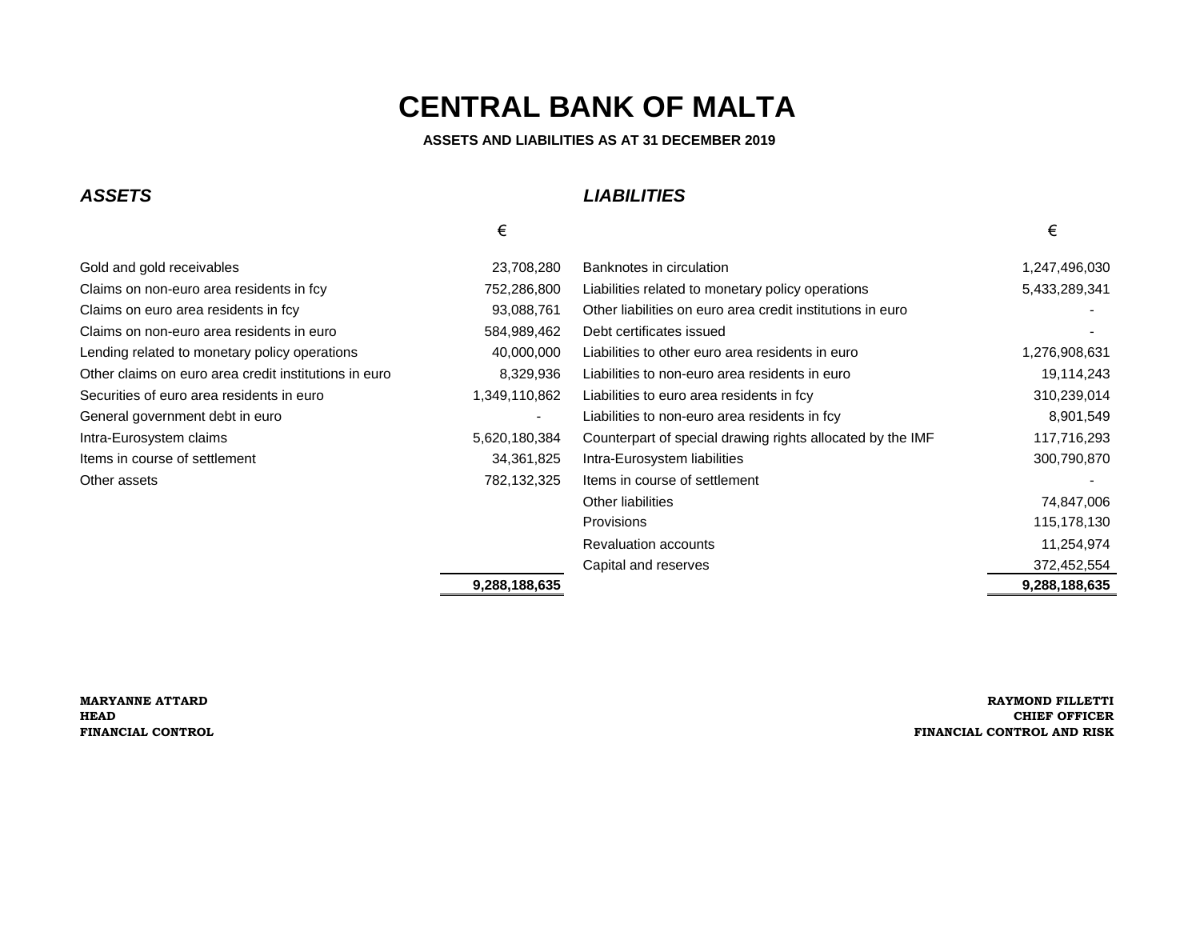# CENTRAL BANK OF MALTA

**ASSETS AND LIABILITIES AS AT 31 DECEMBER 2019**

| *ASSETS* | € | *LIABILITIES* | € |
|---|---|---|---|
| Gold and gold receivables | 23,708,280 | Banknotes in circulation | 1,247,496,030 |
| Claims on non-euro area residents in fcy | 752,286,800 | Liabilities related to monetary policy operations | 5,433,289,341 |
| Claims on euro area residents in fcy | 93,088,761 | Other liabilities on euro area credit institutions in euro | - |
| Claims on non-euro area residents in euro | 584,989,462 | Debt certificates issued | - |
| Lending related to monetary policy operations | 40,000,000 | Liabilities to other euro area residents in euro | 1,276,908,631 |
| Other claims on euro area credit institutions in euro | 8,329,936 | Liabilities to non-euro area residents in euro | 19,114,243 |
| Securities of euro area residents in euro | 1,349,110,862 | Liabilities to euro area residents in fcy | 310,239,014 |
| General government debt in euro | - | Liabilities to non-euro area residents in fcy | 8,901,549 |
| Intra-Eurosystem claims | 5,620,180,384 | Counterpart of special drawing rights allocated by the IMF | 117,716,293 |
| Items in course of settlement | 34,361,825 | Intra-Eurosystem liabilities | 300,790,870 |
| Other assets | 782,132,325 | Items in course of settlement | - |
| | | Other liabilities | 74,847,006 |
| | | Provisions | 115,178,130 |
| | | Revaluation accounts | 11,254,974 |
| | | Capital and reserves | 372,452,554 |
| | **9,288,188,635** | | **9,288,188,635** |

**MARYANNE ATTARD**
**HEAD**
**FINANCIAL CONTROL**

**RAYMOND FILLETTI**
**CHIEF OFFICER**
**FINANCIAL CONTROL AND RISK**